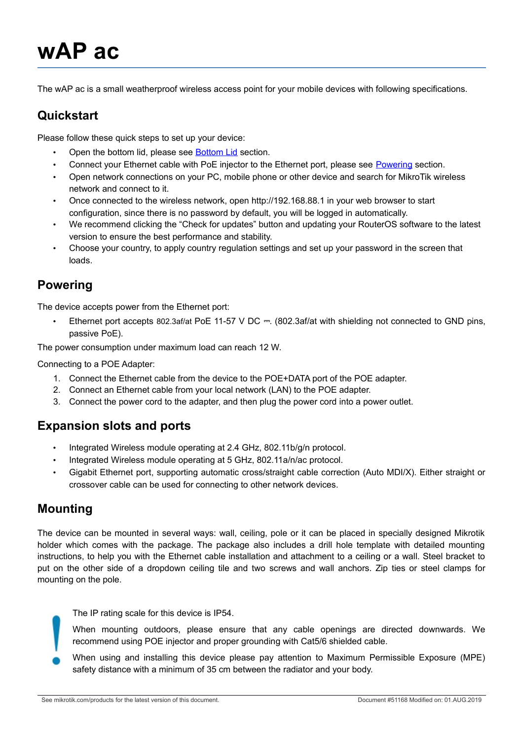# wAP ac

The wAP ac is a small weatherproof wireless access point for your mobile devices with following specifications.

## Quickstart

Please follow these quick steps to set up your device:

- Open the bottom lid, please see Bottom Lid section.
- Connect your Ethernet cable with PoE injector to the Ethernet port, please see Powering section.
- Open network connections on your PC, mobile phone or other device and search for MikroTik wireless network and connect to it.
- Once connected to the wireless network, open http://192.168.88.1 in your web browser to start configuration, since there is no password by default, you will be logged in automatically.
- We recommend clicking the "Check for updates" button and updating your RouterOS software to the latest version to ensure the best performance and stability.
- Choose your country, to apply country regulation settings and set up your password in the screen that loads.

## Powering

The device accepts power from the Ethernet port:

- Ethernet port accepts 802.3af/at PoE 11-57 V DC ⎓. (802.3af/at with shielding not connected to GND pins, passive PoE).

The power consumption under maximum load can reach 12 W.

Connecting to a POE Adapter:

1. Connect the Ethernet cable from the device to the POE+DATA port of the POE adapter.
2. Connect an Ethernet cable from your local network (LAN) to the POE adapter.
3. Connect the power cord to the adapter, and then plug the power cord into a power outlet.

## Expansion slots and ports

- Integrated Wireless module operating at 2.4 GHz, 802.11b/g/n protocol.
- Integrated Wireless module operating at 5 GHz, 802.11a/n/ac protocol.
- Gigabit Ethernet port, supporting automatic cross/straight cable correction (Auto MDI/X). Either straight or crossover cable can be used for connecting to other network devices.

## Mounting

The device can be mounted in several ways: wall, ceiling, pole or it can be placed in specially designed Mikrotik holder which comes with the package. The package also includes a drill hole template with detailed mounting instructions, to help you with the Ethernet cable installation and attachment to a ceiling or a wall. Steel bracket to put on the other side of a dropdown ceiling tile and two screws and wall anchors. Zip ties or steel clamps for mounting on the pole.

The IP rating scale for this device is IP54.

When mounting outdoors, please ensure that any cable openings are directed downwards. We recommend using POE injector and proper grounding with Cat5/6 shielded cable.

When using and installing this device please pay attention to Maximum Permissible Exposure (MPE) safety distance with a minimum of 35 cm between the radiator and your body.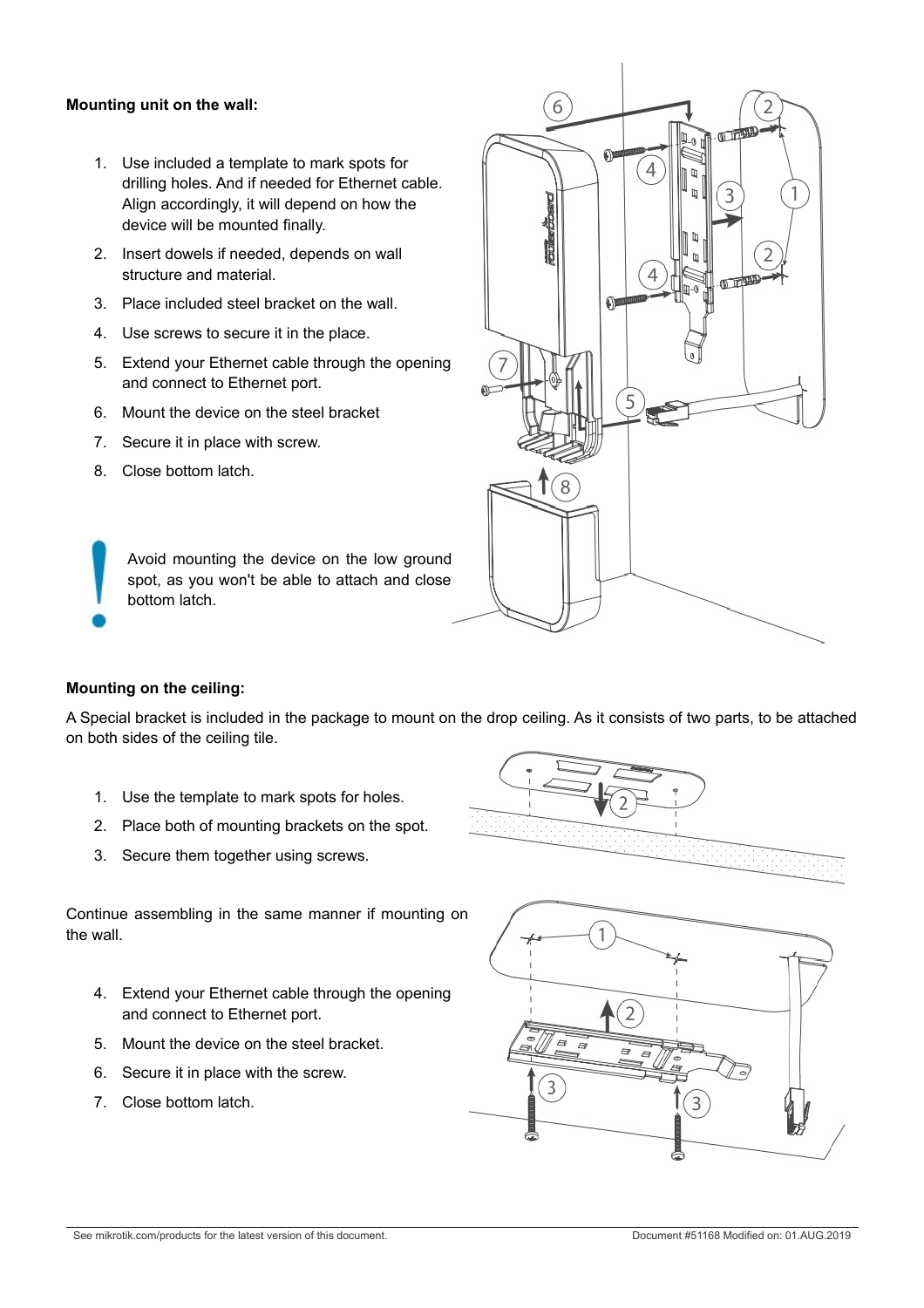**Mounting unit on the wall:**

1. Use included a template to mark spots for drilling holes. And if needed for Ethernet cable. Align accordingly, it will depend on how the device will be mounted finally.
2. Insert dowels if needed, depends on wall structure and material.
3. Place included steel bracket on the wall.
4. Use screws to secure it in the place.
5. Extend your Ethernet cable through the opening and connect to Ethernet port.
6. Mount the device on the steel bracket
7. Secure it in place with screw.
8. Close bottom latch.

Avoid mounting the device on the low ground spot, as you won't be able to attach and close bottom latch.

**Mounting on the ceiling:**

A Special bracket is included in the package to mount on the drop ceiling. As it consists of two parts, to be attached on both sides of the ceiling tile.

1. Use the template to mark spots for holes.
2. Place both of mounting brackets on the spot.
3. Secure them together using screws.

Continue assembling in the same manner if mounting on the wall.

4. Extend your Ethernet cable through the opening and connect to Ethernet port.
5. Mount the device on the steel bracket.
6. Secure it in place with the screw.
7. Close bottom latch.

See mikrotik.com/products for the latest version of this document. Document #51168 Modified on: 01.AUG.2019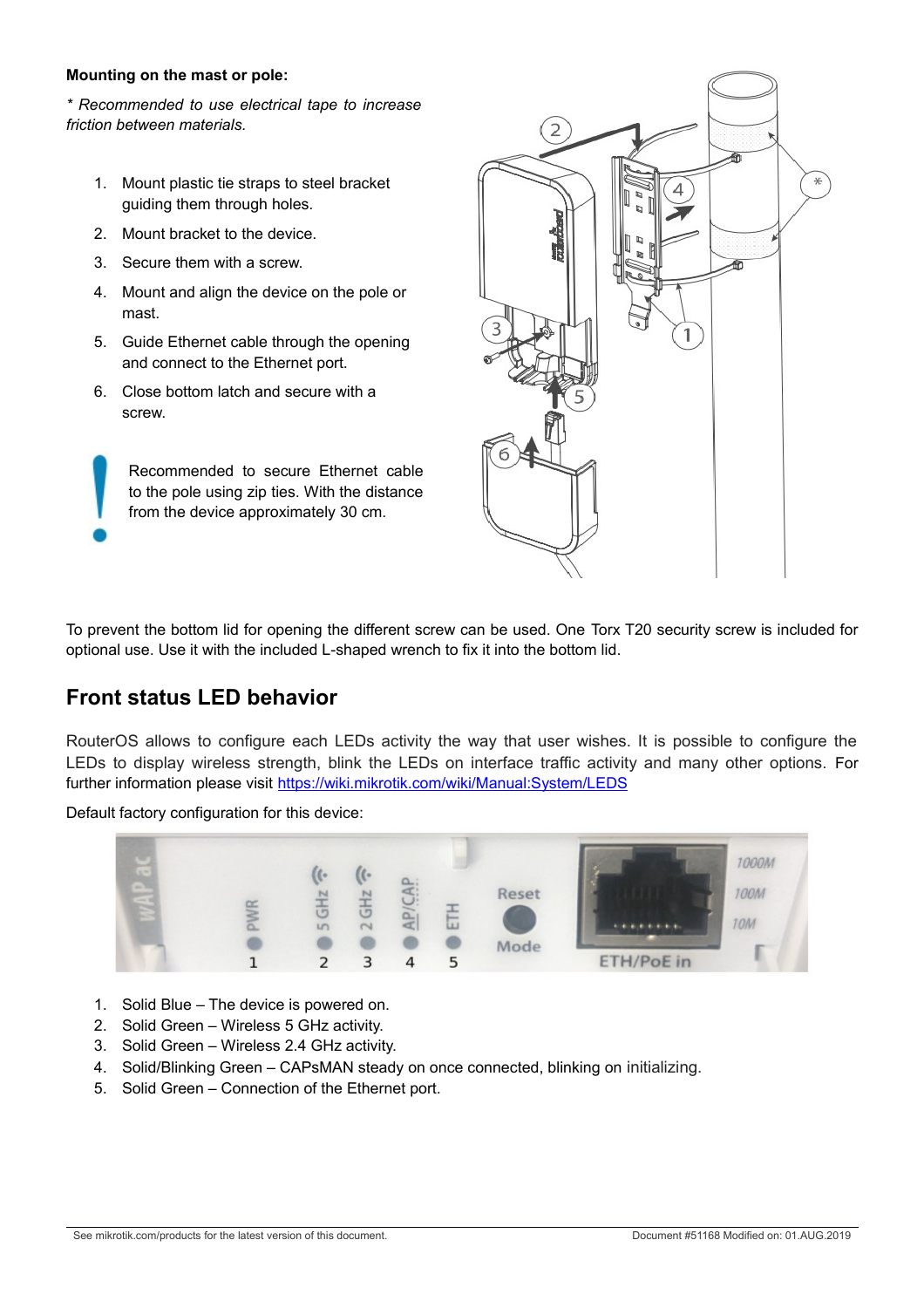**Mounting on the mast or pole:**

*\* Recommended to use electrical tape to increase friction between materials.*

1. Mount plastic tie straps to steel bracket guiding them through holes.
2. Mount bracket to the device.
3. Secure them with a screw.
4. Mount and align the device on the pole or mast.
5. Guide Ethernet cable through the opening and connect to the Ethernet port.
6. Close bottom latch and secure with a screw.

Recommended to secure Ethernet cable to the pole using zip ties. With the distance from the device approximately 30 cm.

To prevent the bottom lid for opening the different screw can be used. One Torx T20 security screw is included for optional use. Use it with the included L-shaped wrench to fix it into the bottom lid.

## Front status LED behavior

RouterOS allows to configure each LEDs activity the way that user wishes. It is possible to configure the LEDs to display wireless strength, blink the LEDs on interface traffic activity and many other options. For further information please visit [https://wiki.mikrotik.com/wiki/Manual:System/LEDS](https://wiki.mikrotik.com/wiki/Manual:System/LEDS)

Default factory configuration for this device:

1. Solid Blue – The device is powered on.
2. Solid Green – Wireless 5 GHz activity.
3. Solid Green – Wireless 2.4 GHz activity.
4. Solid/Blinking Green – CAPsMAN steady on once connected, blinking on initializing.
5. Solid Green – Connection of the Ethernet port.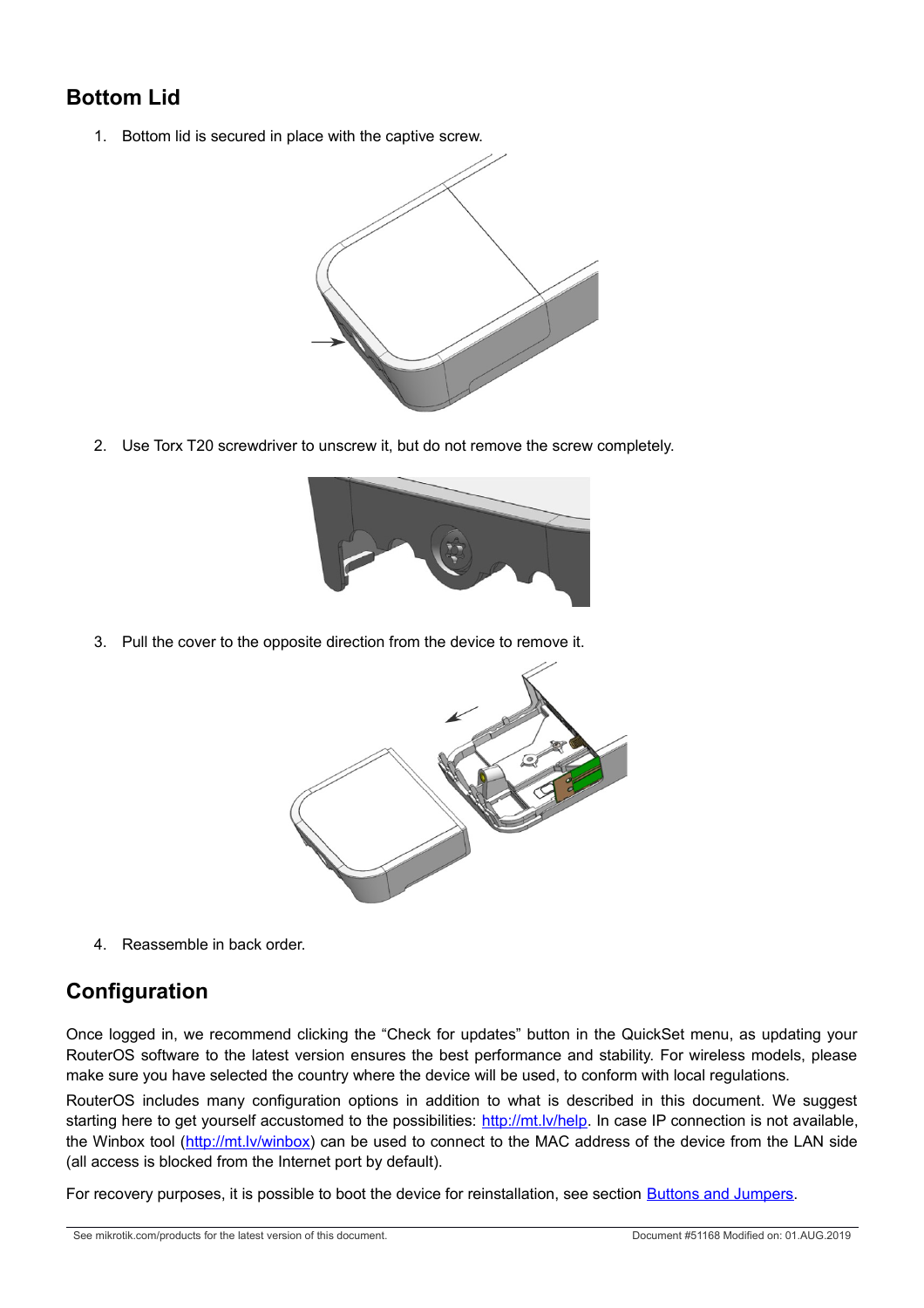## Bottom Lid

1. Bottom lid is secured in place with the captive screw.

2. Use Torx T20 screwdriver to unscrew it, but do not remove the screw completely.

3. Pull the cover to the opposite direction from the device to remove it.

4. Reassemble in back order.

## Configuration

Once logged in, we recommend clicking the “Check for updates” button in the QuickSet menu, as updating your RouterOS software to the latest version ensures the best performance and stability. For wireless models, please make sure you have selected the country where the device will be used, to conform with local regulations.

RouterOS includes many configuration options in addition to what is described in this document. We suggest starting here to get yourself accustomed to the possibilities: http://mt.lv/help. In case IP connection is not available, the Winbox tool (http://mt.lv/winbox) can be used to connect to the MAC address of the device from the LAN side (all access is blocked from the Internet port by default).

For recovery purposes, it is possible to boot the device for reinstallation, see section Buttons and Jumpers.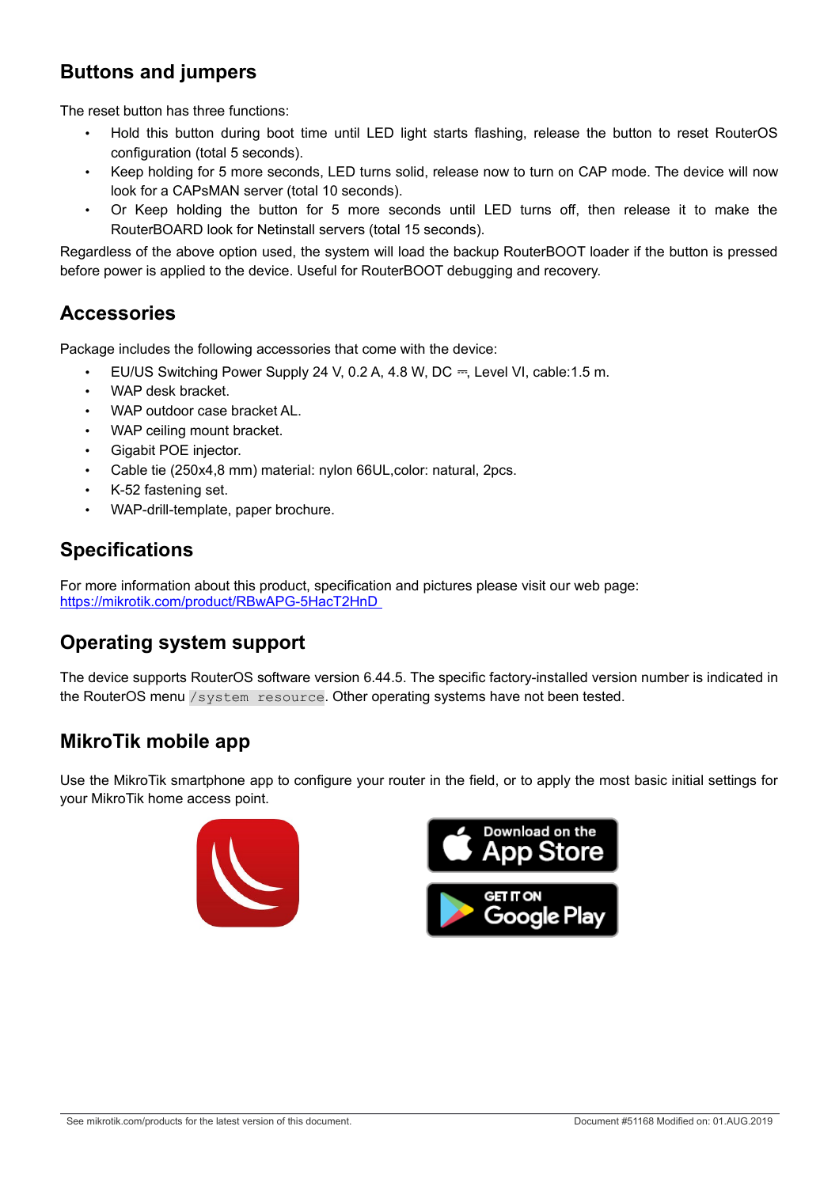## Buttons and jumpers

The reset button has three functions:

- Hold this button during boot time until LED light starts flashing, release the button to reset RouterOS configuration (total 5 seconds).
- Keep holding for 5 more seconds, LED turns solid, release now to turn on CAP mode. The device will now look for a CAPsMAN server (total 10 seconds).
- Or Keep holding the button for 5 more seconds until LED turns off, then release it to make the RouterBOARD look for Netinstall servers (total 15 seconds).

Regardless of the above option used, the system will load the backup RouterBOOT loader if the button is pressed before power is applied to the device. Useful for RouterBOOT debugging and recovery.

## Accessories

Package includes the following accessories that come with the device:

- EU/US Switching Power Supply 24 V, 0.2 A, 4.8 W, DC ⎓, Level VI, cable:1.5 m.
- WAP desk bracket.
- WAP outdoor case bracket AL.
- WAP ceiling mount bracket.
- Gigabit POE injector.
- Cable tie (250x4,8 mm) material: nylon 66UL,color: natural, 2pcs.
- K-52 fastening set.
- WAP-drill-template, paper brochure.

## Specifications

For more information about this product, specification and pictures please visit our web page:
https://mikrotik.com/product/RBwAPG-5HacT2HnD

## Operating system support

The device supports RouterOS software version 6.44.5. The specific factory-installed version number is indicated in the RouterOS menu `/system resource`. Other operating systems have not been tested.

## MikroTik mobile app

Use the MikroTik smartphone app to configure your router in the field, or to apply the most basic initial settings for your MikroTik home access point.

Download on the App Store

GET IT ON Google Play

See mikrotik.com/products for the latest version of this document. Document #51168 Modified on: 01.AUG.2019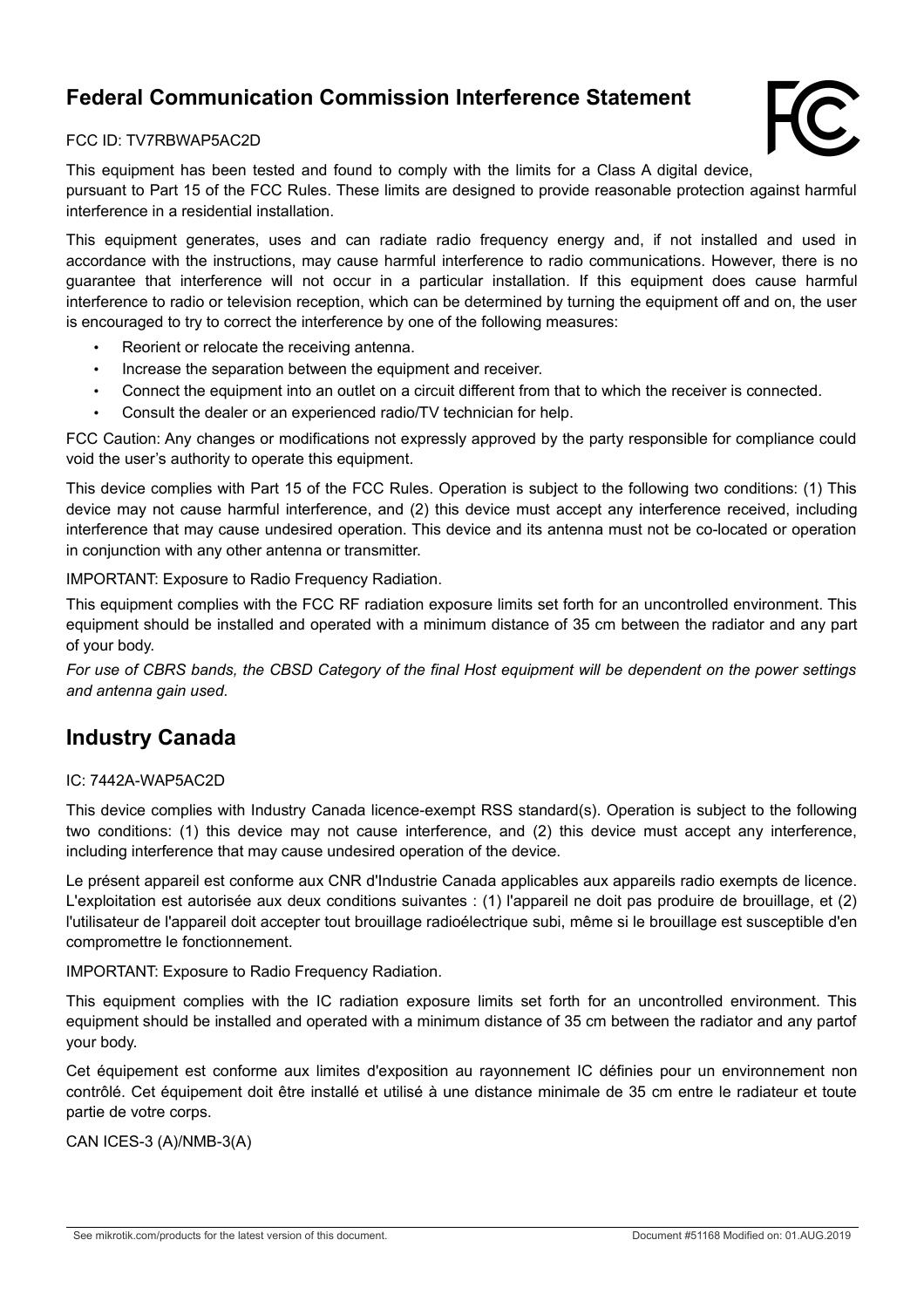## Federal Communication Commission Interference Statement

FCC ID: TV7RBWAP5AC2D

This equipment has been tested and found to comply with the limits for a Class A digital device, pursuant to Part 15 of the FCC Rules. These limits are designed to provide reasonable protection against harmful interference in a residential installation.

This equipment generates, uses and can radiate radio frequency energy and, if not installed and used in accordance with the instructions, may cause harmful interference to radio communications. However, there is no guarantee that interference will not occur in a particular installation. If this equipment does cause harmful interference to radio or television reception, which can be determined by turning the equipment off and on, the user is encouraged to try to correct the interference by one of the following measures:

- Reorient or relocate the receiving antenna.
- Increase the separation between the equipment and receiver.
- Connect the equipment into an outlet on a circuit different from that to which the receiver is connected.
- Consult the dealer or an experienced radio/TV technician for help.

FCC Caution: Any changes or modifications not expressly approved by the party responsible for compliance could void the user's authority to operate this equipment.

This device complies with Part 15 of the FCC Rules. Operation is subject to the following two conditions: (1) This device may not cause harmful interference, and (2) this device must accept any interference received, including interference that may cause undesired operation. This device and its antenna must not be co-located or operation in conjunction with any other antenna or transmitter.

IMPORTANT: Exposure to Radio Frequency Radiation.

This equipment complies with the FCC RF radiation exposure limits set forth for an uncontrolled environment. This equipment should be installed and operated with a minimum distance of 35 cm between the radiator and any part of your body.

*For use of CBRS bands, the CBSD Category of the final Host equipment will be dependent on the power settings and antenna gain used.*

## Industry Canada

IC: 7442A-WAP5AC2D

This device complies with Industry Canada licence-exempt RSS standard(s). Operation is subject to the following two conditions: (1) this device may not cause interference, and (2) this device must accept any interference, including interference that may cause undesired operation of the device.

Le présent appareil est conforme aux CNR d'Industrie Canada applicables aux appareils radio exempts de licence. L'exploitation est autorisée aux deux conditions suivantes : (1) l'appareil ne doit pas produire de brouillage, et (2) l'utilisateur de l'appareil doit accepter tout brouillage radioélectrique subi, même si le brouillage est susceptible d'en compromettre le fonctionnement.

IMPORTANT: Exposure to Radio Frequency Radiation.

This equipment complies with the IC radiation exposure limits set forth for an uncontrolled environment. This equipment should be installed and operated with a minimum distance of 35 cm between the radiator and any partof your body.

Cet équipement est conforme aux limites d'exposition au rayonnement IC définies pour un environnement non contrôlé. Cet équipement doit être installé et utilisé à une distance minimale de 35 cm entre le radiateur et toute partie de votre corps.

CAN ICES-3 (A)/NMB-3(A)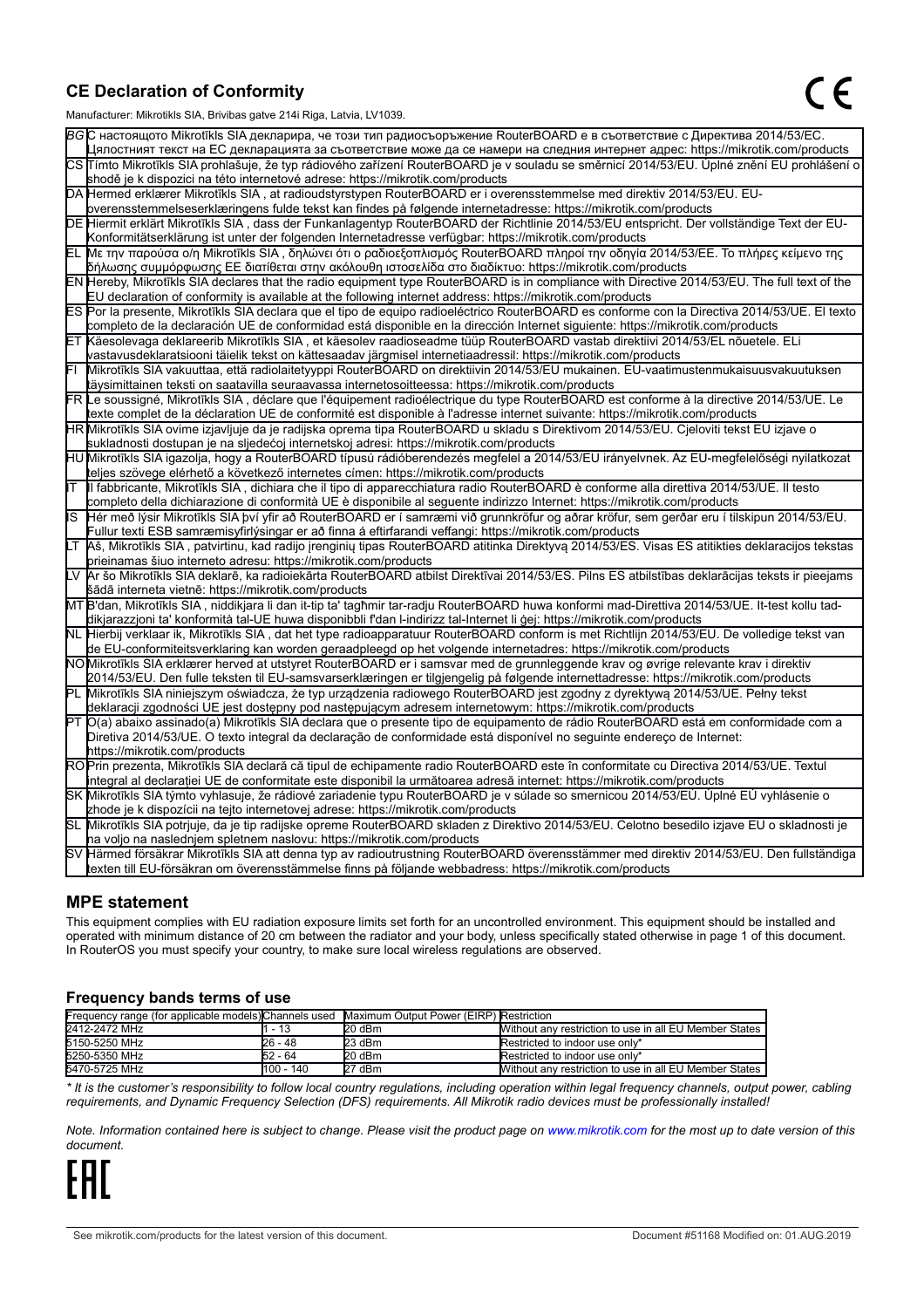## CE Declaration of Conformity

Manufacturer: Mikrotikls SIA, Brivibas gatve 214i Riga, Latvia, LV1039.

| | |
|---|---|
| BG | С настоящото Mikrotīkls SIA декларира, че този тип радиосъоръжение RouterBOARD е в съответствие с Директива 2014/53/ЕС. Цялостният текст на ЕС декларацията за съответствие може да се намери на следния интернет адрес: https://mikrotik.com/products |
| CS | Tímto Mikrotīkls SIA prohlašuje, že typ rádiového zařízení RouterBOARD je v souladu se směrnicí 2014/53/EU. Úplné znění EU prohlášení o shodě je k dispozici na této internetové adrese: https://mikrotik.com/products |
| DA | Hermed erklærer Mikrotīkls SIA , at radioudstyrstypen RouterBOARD er i overensstemmelse med direktiv 2014/53/EU. EU-overensstemmelseserklæringens fulde tekst kan findes på følgende internetadresse: https://mikrotik.com/products |
| DE | Hiermit erklärt Mikrotīkls SIA , dass der Funkanlagentyp RouterBOARD der Richtlinie 2014/53/EU entspricht. Der vollständige Text der EU-Konformitätserklärung ist unter der folgenden Internetadresse verfügbar: https://mikrotik.com/products |
| EL | Με την παρούσα ο/η Mikrotīkls SIA , δηλώνει ότι ο ραδιοεξοπλισμός RouterBOARD πληροί την οδηγία 2014/53/ΕΕ. Το πλήρες κείμενο της δήλωσης συμμόρφωσης ΕΕ διατίθεται στην ακόλουθη ιστοσελίδα στο διαδίκτυο: https://mikrotik.com/products |
| EN | Hereby, Mikrotīkls SIA declares that the radio equipment type RouterBOARD is in compliance with Directive 2014/53/EU. The full text of the EU declaration of conformity is available at the following internet address: https://mikrotik.com/products |
| ES | Por la presente, Mikrotīkls SIA declara que el tipo de equipo radioeléctrico RouterBOARD es conforme con la Directiva 2014/53/UE. El texto completo de la declaración UE de conformidad está disponible en la dirección Internet siguiente: https://mikrotik.com/products |
| ET | Käesolevaga deklareerib Mikrotīkls SIA , et käesolev raadioseadme tüüp RouterBOARD vastab direktiivi 2014/53/EL nõuetele. ELi vastavusdeklaratsiooni täielik tekst on kättesaadav järgmisel internetiaadressil: https://mikrotik.com/products |
| FI | Mikrotīkls SIA vakuuttaa, että radiolaitetyyppi RouterBOARD on direktiivin 2014/53/EU mukainen. EU-vaatimustenmukaisuusvakuutuksen täysimittainen teksti on saatavilla seuraavassa internetosoitteessa: https://mikrotik.com/products |
| FR | Le soussigné, Mikrotīkls SIA , déclare que l'équipement radioélectrique du type RouterBOARD est conforme à la directive 2014/53/UE. Le texte complet de la déclaration UE de conformité est disponible à l'adresse internet suivante: https://mikrotik.com/products |
| HR | Mikrotīkls SIA ovime izjavljuje da je radijska oprema tipa RouterBOARD u skladu s Direktivom 2014/53/EU. Cjeloviti tekst EU izjave o sukladnosti dostupan je na sljedećoj internetskoj adresi: https://mikrotik.com/products |
| HU | Mikrotīkls SIA igazolja, hogy a RouterBOARD típusú rádióberendezés megfelel a 2014/53/EU irányelvnek. Az EU-megfelelőségi nyilatkozat teljes szövege elérhető a következő internetes címen: https://mikrotik.com/products |
| IT | Il fabbricante, Mikrotīkls SIA , dichiara che il tipo di apparecchiatura radio RouterBOARD è conforme alla direttiva 2014/53/UE. Il testo completo della dichiarazione di conformità UE è disponibile al seguente indirizzo Internet: https://mikrotik.com/products |
| IS | Hér með lýsir Mikrotīkls SIA því yfir að RouterBOARD er í samræmi við grunnkröfur og aðrar kröfur, sem gerðar eru í tilskipun 2014/53/EU. Fullur texti ESB samræmisyfirlýsingar er að finna á eftirfarandi veffangi: https://mikrotik.com/products |
| LT | Aš, Mikrotīkls SIA , patvirtinu, kad radijo įrenginių tipas RouterBOARD atitinka Direktyvą 2014/53/ES. Visas ES atitikties deklaracijos tekstas prieinamas šiuo interneto adresu: https://mikrotik.com/products |
| LV | Ar šo Mikrotīkls SIA deklarē, ka radioiekārta RouterBOARD atbilst Direktīvai 2014/53/ES. Pilns ES atbilstības deklarācijas teksts ir pieejams šādā interneta vietnē: https://mikrotik.com/products |
| MT | B'dan, Mikrotīkls SIA , niddikjara li dan it-tip ta' tagħmir tar-radju RouterBOARD huwa konformi mad-Direttiva 2014/53/UE. It-test kollu tad-dikjarazzjoni ta' konformità tal-UE huwa disponibbli f'dan l-indirizz tal-Internet li ġej: https://mikrotik.com/products |
| NL | Hierbij verklaar ik, Mikrotīkls SIA , dat het type radioapparatuur RouterBOARD conform is met Richtlijn 2014/53/EU. De volledige tekst van de EU-conformiteitsverklaring kan worden geraadpleegd op het volgende internetadres: https://mikrotik.com/products |
| NO | Mikrotīkls SIA erklærer herved at utstyret RouterBOARD er i samsvar med de grunnleggende krav og øvrige relevante krav i direktiv 2014/53/EU. Den fulle teksten til EU-samsvarserklæringen er tilgjengelig på følgende internettadresse: https://mikrotik.com/products |
| PL | Mikrotīkls SIA niniejszym oświadcza, że typ urządzenia radiowego RouterBOARD jest zgodny z dyrektywą 2014/53/UE. Pełny tekst deklaracji zgodności UE jest dostępny pod następującym adresem internetowym: https://mikrotik.com/products |
| PT | O(a) abaixo assinado(a) Mikrotīkls SIA declara que o presente tipo de equipamento de rádio RouterBOARD está em conformidade com a Diretiva 2014/53/UE. O texto integral da declaração de conformidade está disponível no seguinte endereço de Internet: https://mikrotik.com/products |
| RO | Prin prezenta, Mikrotīkls SIA declară că tipul de echipamente radio RouterBOARD este în conformitate cu Directiva 2014/53/UE. Textul integral al declarației UE de conformitate este disponibil la următoarea adresă internet: https://mikrotik.com/products |
| SK | Mikrotīkls SIA týmto vyhlasuje, že rádiové zariadenie typu RouterBOARD je v súlade so smernicou 2014/53/EÚ. Úplné EÚ vyhlásenie o zhode je k dispozícii na tejto internetovej adrese: https://mikrotik.com/products |
| SL | Mikrotīkls SIA potrjuje, da je tip radijske opreme RouterBOARD skladen z Direktivo 2014/53/EU. Celotno besedilo izjave EU o skladnosti je na voljo na naslednjem spletnem naslovu: https://mikrotik.com/products |
| SV | Härmed försäkrar Mikrotīkls SIA att denna typ av radioutrustning RouterBOARD överensstämmer med direktiv 2014/53/EU. Den fullständiga texten till EU-försäkran om överensstämmelse finns på följande webbadress: https://mikrotik.com/products |

## MPE statement

This equipment complies with EU radiation exposure limits set forth for an uncontrolled environment. This equipment should be installed and operated with minimum distance of 20 cm between the radiator and your body, unless specifically stated otherwise in page 1 of this document. In RouterOS you must specify your country, to make sure local wireless regulations are observed.

### Frequency bands terms of use

| Frequency range (for applicable models) | Channels used | Maximum Output Power (EIRP) | Restriction |
|---|---|---|---|
| 2412-2472 MHz | 1 - 13 | 20 dBm | Without any restriction to use in all EU Member States |
| 5150-5250 MHz | 26 - 48 | 23 dBm | Restricted to indoor use only* |
| 5250-5350 MHz | 52 - 64 | 20 dBm | Restricted to indoor use only* |
| 5470-5725 MHz | 100 - 140 | 27 dBm | Without any restriction to use in all EU Member States |

*\* It is the customer's responsibility to follow local country regulations, including operation within legal frequency channels, output power, cabling requirements, and Dynamic Frequency Selection (DFS) requirements. All Mikrotik radio devices must be professionally installed!*

*Note. Information contained here is subject to change. Please visit the product page on www.mikrotik.com for the most up to date version of this document.*

EAC

See mikrotik.com/products for the latest version of this document. Document #51168 Modified on: 01.AUG.2019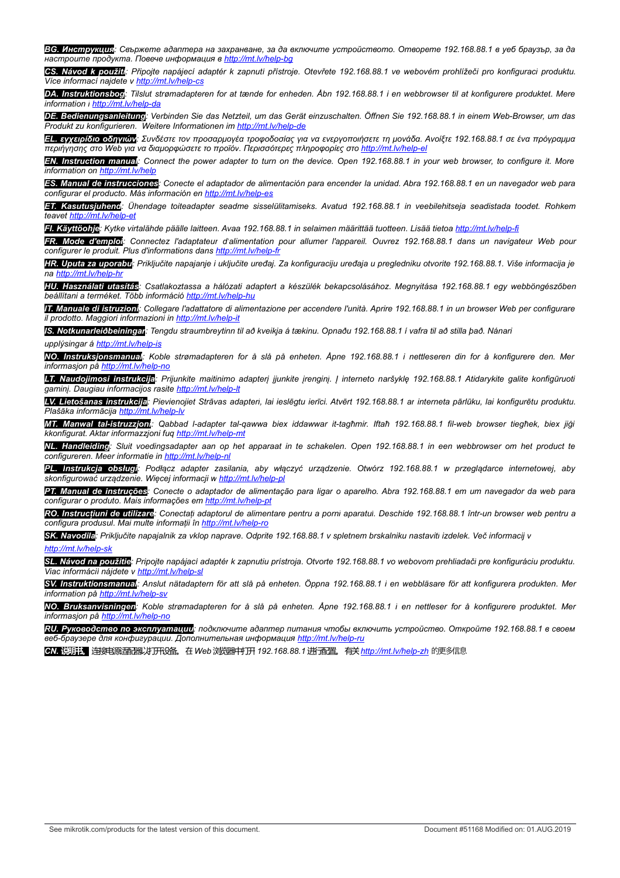***BG. Инструкция***: *Свържете адаптера на захранване, за да включите устройството. Отворете 192.168.88.1 в уеб браузър, за да настроите продукта. Повече информация в* *http://mt.lv/help-bg*

***CS. Návod k použití***: *Připojte napájecí adaptér k zapnutí přístroje. Otevřete 192.168.88.1 ve webovém prohlížeči pro konfiguraci produktu. Více informací najdete v* *http://mt.lv/help-cs*

***DA. Instruktionsbog***: *Tilslut strømadapteren for at tænde for enheden. Åbn 192.168.88.1 i en webbrowser til at konfigurere produktet. Mere information i* *http://mt.lv/help-da*

***DE. Bedienungsanleitung***: *Verbinden Sie das Netzteil, um das Gerät einzuschalten. Öffnen Sie 192.168.88.1 in einem Web-Browser, um das Produkt zu konfigurieren. Weitere Informationen im* *http://mt.lv/help-de*

***EL. εγχειρίδιο οδηγιών***: *Συνδέστε τον προσαρμογέα τροφοδοσίας για να ενεργοποιήσετε τη μονάδα. Ανοίξτε 192.168.88.1 σε ένα πρόγραμμα περιήγησης στο Web για να διαμορφώσετε το προϊόν. Περισσότερες πληροφορίες στο* *http://mt.lv/help-el*

***EN. Instruction manual***: *Connect the power adapter to turn on the device. Open 192.168.88.1 in your web browser, to configure it. More information on* *http://mt.lv/help*

***ES. Manual de instrucciones***: *Conecte el adaptador de alimentación para encender la unidad. Abra 192.168.88.1 en un navegador web para configurar el producto. Más información en* *http://mt.lv/help-es*

***ET. Kasutusjuhend***: *Ühendage toiteadapter seadme sisselülitamiseks. Avatud 192.168.88.1 in veebilehitseja seadistada toodet. Rohkem teavet* *http://mt.lv/help-et*

***FI. Käyttöohje***: *Kytke virtalähde päälle laitteen. Avaa 192.168.88.1 in selaimen määrittää tuotteen. Lisää tietoa* *http://mt.lv/help-fi*

***FR. Mode d'emploi***: *Connectez l'adaptateur d'alimentation pour allumer l'appareil. Ouvrez 192.168.88.1 dans un navigateur Web pour configurer le produit. Plus d'informations dans* *http://mt.lv/help-fr*

***HR. Uputa za uporabu***: *Priključite napajanje i uključite uređaj. Za konfiguraciju uređaja u pregledniku otvorite 192.168.88.1. Više informacija je na* *http://mt.lv/help-hr*

***HU. Használati utasítás***: *Csatlakoztassa a hálózati adaptert a készülék bekapcsolásához. Megnyitása 192.168.88.1 egy webböngészőben beállítani a terméket. Több információ* *http://mt.lv/help-hu*

***IT. Manuale di istruzioni***: *Collegare l'adattatore di alimentazione per accendere l'unità. Aprire 192.168.88.1 in un browser Web per configurare il prodotto. Maggiori informazioni in* *http://mt.lv/help-it*

***IS. Notkunarleiðbeiningar***: *Tengdu straumbreytinn til að kveikja á tækinu. Opnaðu 192.168.88.1 í vafra til að stilla það. Nánari upplýsingar á* *http://mt.lv/help-is*

***NO. Instruksjonsmanual***: *Koble strømadapteren for å slå på enheten. Åpne 192.168.88.1 i nettleseren din for å konfigurere den. Mer informasjon på* *http://mt.lv/help-no*

***LT. Naudojimosi instrukcija***: *Prijunkite maitinimo adapterį įjunkite įrenginį. Į interneto naršyklę 192.168.88.1 Atidarykite galite konfigūruoti gaminį. Daugiau informacijos rasite* *http://mt.lv/help-lt*

***LV. Lietošanas instrukcija***: *Pievienojiet Strāvas adapteri, lai ieslēgtu ierīci. Atvērt 192.168.88.1 ar interneta pārlūku, lai konfigurētu produktu. Plašāka informācija* *http://mt.lv/help-lv*

***MT. Manwal tal-istruzzjoni***: *Qabbad l-adapter tal-qawwa biex iddawwar it-tagħmir. Iftaħ 192.168.88.1 fil-web browser tiegħek, biex jiġi kkonfigurat. Aktar informazzjoni fuq* *http://mt.lv/help-mt*

***NL. Handleiding***: *Sluit voedingsadapter aan op het apparaat in te schakelen. Open 192.168.88.1 in een webbrowser om het product te configureren. Meer informatie in* *http://mt.lv/help-nl*

***PL. Instrukcja obsługi***: *Podłącz adapter zasilania, aby włączyć urządzenie. Otwórz 192.168.88.1 w przeglądarce internetowej, aby skonfigurować urządzenie. Więcej informacji w* *http://mt.lv/help-pl*

***PT. Manual de instruções***: *Conecte o adaptador de alimentação para ligar o aparelho. Abra 192.168.88.1 em um navegador da web para configurar o produto. Mais informações em* *http://mt.lv/help-pt*

***RO. Instrucțiuni de utilizare***: *Conectați adaptorul de alimentare pentru a porni aparatul. Deschide 192.168.88.1 într-un browser web pentru a configura produsul. Mai multe informații în* *http://mt.lv/help-ro*

***SK. Navodila***: *Priključite napajalnik za vklop naprave. Odprite 192.168.88.1 v spletnem brskalniku nastaviti izdelek. Več informacij v* *http://mt.lv/help-sk*

***SL. Návod na použitie***: *Pripojte napájací adaptér k zapnutiu prístroja. Otvorte 192.168.88.1 vo webovom prehliadači pre konfiguráciu produktu. Viac informácií nájdete v* *http://mt.lv/help-sl*

***SV. Instruktionsmanual***: *Anslut nätadaptern för att slå på enheten. Öppna 192.168.88.1 i en webbläsare för att konfigurera produkten. Mer information på* *http://mt.lv/help-sv*

***NO. Bruksanvisningen***: *Koble strømadapteren for å slå på enheten. Åpne 192.168.88.1 i en nettleser for å konfigurere produktet. Mer informasjon på* *http://mt.lv/help-no*

***RU. Руководство по эксплуатации***: *подключите адаптер питания чтобы включить устройство. Откройте 192.168.88.1 в своем веб-браузере для конфигурации. Дополнительная информация* *http://mt.lv/help-ru*

***CN. 说明书.*** 连接电源适配器以打开设备。在 *Web* 浏览器中打开 *192.168.88.1* 进行配置。有关 *http://mt.lv/help-zh* 的更多信息

See mikrotik.com/products for the latest version of this document. Document #51168 Modified on: 01.AUG.2019